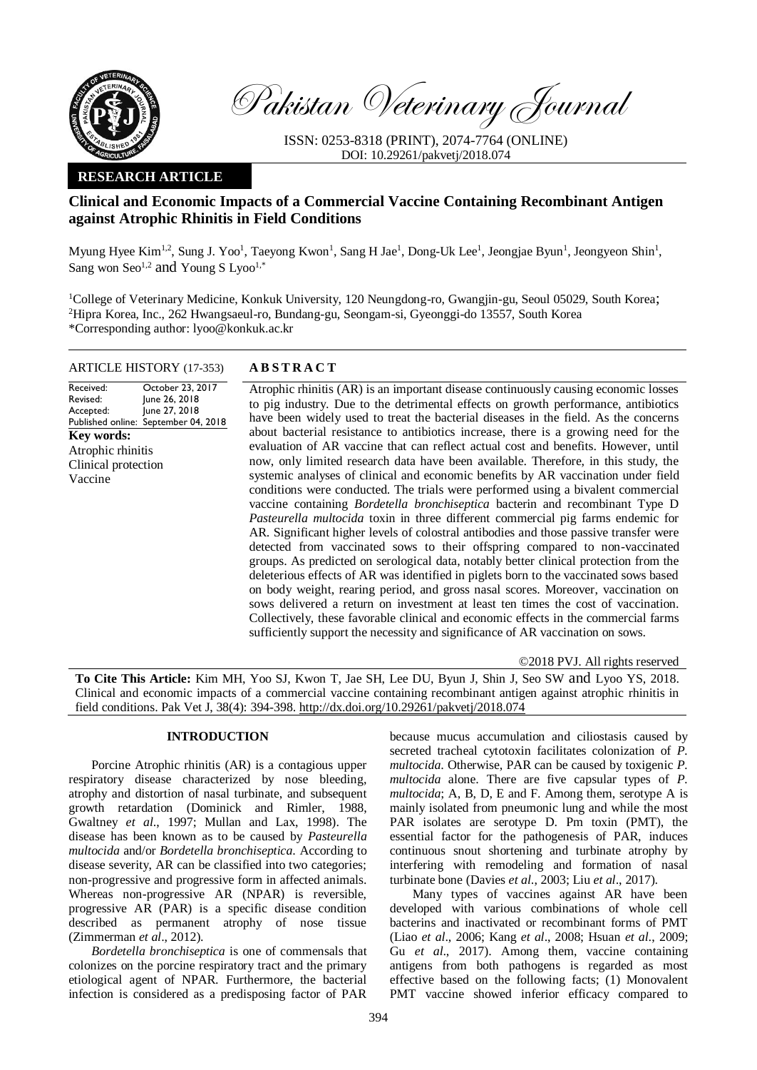Pakistan Veterinary Journal

ISSN: 0253-8318 (PRINT), 2074-7764 (ONLINE)
DOI: 10.29261/pakvetj/2018.074

**RESEARCH ARTICLE**

# Clinical and Economic Impacts of a Commercial Vaccine Containing Recombinant Antigen against Atrophic Rhinitis in Field Conditions

Myung Hyee Kim[1,2], Sung J. Yoo[1], Taeyong Kwon[1], Sang H Jae[1], Dong-Uk Lee[1], Jeongjae Byun[1], Jeongyeon Shin[1], Sang won Seo[1,2] and Young S Lyoo[1,*]

[1]College of Veterinary Medicine, Konkuk University, 120 Neungdong-ro, Gwangjin-gu, Seoul 05029, South Korea;
[2]Hipra Korea, Inc., 262 Hwangsaeul-ro, Bundang-gu, Seongam-si, Gyeonggi-do 13557, South Korea
*Corresponding author: lyoo@konkuk.ac.kr

**ARTICLE HISTORY** (17-353)

| | |
|---|---|
| Received: | October 23, 2017 |
| Revised: | June 26, 2018 |
| Accepted: | June 27, 2018 |
| Published online: | September 04, 2018 |

**Key words:**
Atrophic rhinitis
Clinical protection
Vaccine

**ABSTRACT**

Atrophic rhinitis (AR) is an important disease continuously causing economic losses to pig industry. Due to the detrimental effects on growth performance, antibiotics have been widely used to treat the bacterial diseases in the field. As the concerns about bacterial resistance to antibiotics increase, there is a growing need for the evaluation of AR vaccine that can reflect actual cost and benefits. However, until now, only limited research data have been available. Therefore, in this study, the systemic analyses of clinical and economic benefits by AR vaccination under field conditions were conducted. The trials were performed using a bivalent commercial vaccine containing *Bordetella bronchiseptica* bacterin and recombinant Type D *Pasteurella multocida* toxin in three different commercial pig farms endemic for AR. Significant higher levels of colostral antibodies and those passive transfer were detected from vaccinated sows to their offspring compared to non-vaccinated groups. As predicted on serological data, notably better clinical protection from the deleterious effects of AR was identified in piglets born to the vaccinated sows based on body weight, rearing period, and gross nasal scores. Moreover, vaccination on sows delivered a return on investment at least ten times the cost of vaccination. Collectively, these favorable clinical and economic effects in the commercial farms sufficiently support the necessity and significance of AR vaccination on sows.

©2018 PVJ. All rights reserved

**To Cite This Article:** Kim MH, Yoo SJ, Kwon T, Jae SH, Lee DU, Byun J, Shin J, Seo SW and Lyoo YS, 2018. Clinical and economic impacts of a commercial vaccine containing recombinant antigen against atrophic rhinitis in field conditions. Pak Vet J, 38(4): 394-398. http://dx.doi.org/10.29261/pakvetj/2018.074

## INTRODUCTION

Porcine Atrophic rhinitis (AR) is a contagious upper respiratory disease characterized by nose bleeding, atrophy and distortion of nasal turbinate, and subsequent growth retardation (Dominick and Rimler, 1988, Gwaltney *et al*., 1997; Mullan and Lax, 1998). The disease has been known as to be caused by *Pasteurella multocida* and/or *Bordetella bronchiseptica*. According to disease severity, AR can be classified into two categories; non-progressive and progressive form in affected animals. Whereas non-progressive AR (NPAR) is reversible, progressive AR (PAR) is a specific disease condition described as permanent atrophy of nose tissue (Zimmerman *et al*., 2012).

*Bordetella bronchiseptica* is one of commensals that colonizes on the porcine respiratory tract and the primary etiological agent of NPAR. Furthermore, the bacterial infection is considered as a predisposing factor of PAR because mucus accumulation and ciliostasis caused by secreted tracheal cytotoxin facilitates colonization of *P. multocida*. Otherwise, PAR can be caused by toxigenic *P. multocida* alone. There are five capsular types of *P. multocida*; A, B, D, E and F. Among them, serotype A is mainly isolated from pneumonic lung and while the most PAR isolates are serotype D. Pm toxin (PMT), the essential factor for the pathogenesis of PAR, induces continuous snout shortening and turbinate atrophy by interfering with remodeling and formation of nasal turbinate bone (Davies *et al*., 2003; Liu *et al*., 2017).

Many types of vaccines against AR have been developed with various combinations of whole cell bacterins and inactivated or recombinant forms of PMT (Liao *et al*., 2006; Kang *et al*., 2008; Hsuan *et al*., 2009; Gu *et al*., 2017). Among them, vaccine containing antigens from both pathogens is regarded as most effective based on the following facts; (1) Monovalent PMT vaccine showed inferior efficacy compared to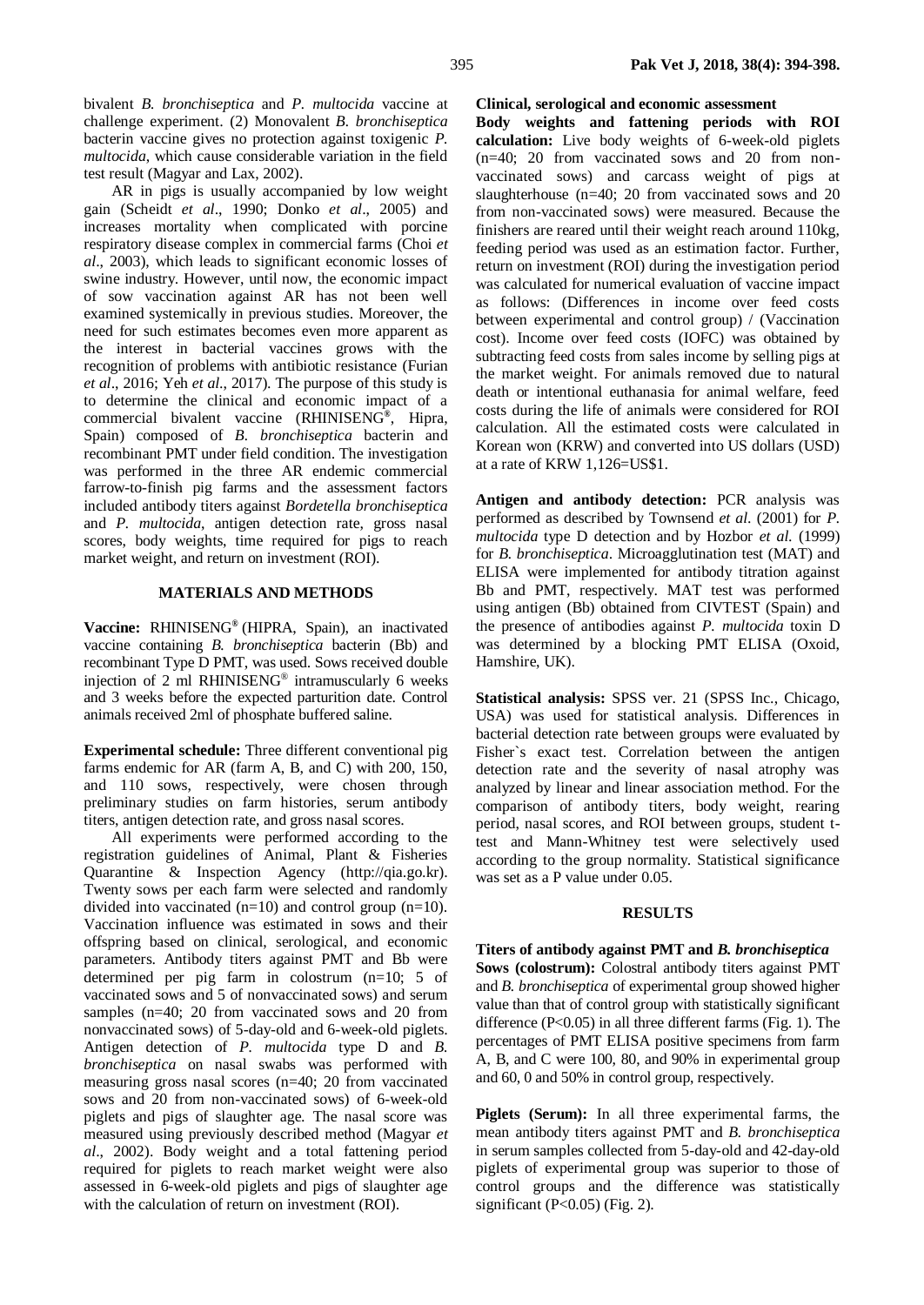bivalent *B. bronchiseptica* and *P. multocida* vaccine at challenge experiment. (2) Monovalent *B. bronchiseptica* bacterin vaccine gives no protection against toxigenic *P. multocida*, which cause considerable variation in the field test result (Magyar and Lax, 2002).

AR in pigs is usually accompanied by low weight gain (Scheidt *et al*., 1990; Donko *et al*., 2005) and increases mortality when complicated with porcine respiratory disease complex in commercial farms (Choi *et al*., 2003), which leads to significant economic losses of swine industry. However, until now, the economic impact of sow vaccination against AR has not been well examined systemically in previous studies. Moreover, the need for such estimates becomes even more apparent as the interest in bacterial vaccines grows with the recognition of problems with antibiotic resistance (Furian *et al*., 2016; Yeh *et al*., 2017). The purpose of this study is to determine the clinical and economic impact of a commercial bivalent vaccine (RHINISENG®, Hipra, Spain) composed of *B. bronchiseptica* bacterin and recombinant PMT under field condition. The investigation was performed in the three AR endemic commercial farrow-to-finish pig farms and the assessment factors included antibody titers against *Bordetella bronchiseptica* and *P. multocida*, antigen detection rate, gross nasal scores, body weights, time required for pigs to reach market weight, and return on investment (ROI).

## MATERIALS AND METHODS

**Vaccine:** RHINISENG® (HIPRA, Spain), an inactivated vaccine containing *B. bronchiseptica* bacterin (Bb) and recombinant Type D PMT, was used. Sows received double injection of 2 ml RHINISENG® intramuscularly 6 weeks and 3 weeks before the expected parturition date. Control animals received 2ml of phosphate buffered saline.

**Experimental schedule:** Three different conventional pig farms endemic for AR (farm A, B, and C) with 200, 150, and 110 sows, respectively, were chosen through preliminary studies on farm histories, serum antibody titers, antigen detection rate, and gross nasal scores.

All experiments were performed according to the registration guidelines of Animal, Plant & Fisheries Quarantine & Inspection Agency (http://qia.go.kr). Twenty sows per each farm were selected and randomly divided into vaccinated (n=10) and control group (n=10). Vaccination influence was estimated in sows and their offspring based on clinical, serological, and economic parameters. Antibody titers against PMT and Bb were determined per pig farm in colostrum (n=10; 5 of vaccinated sows and 5 of nonvaccinated sows) and serum samples (n=40; 20 from vaccinated sows and 20 from nonvaccinated sows) of 5-day-old and 6-week-old piglets. Antigen detection of *P. multocida* type D and *B. bronchiseptica* on nasal swabs was performed with measuring gross nasal scores (n=40; 20 from vaccinated sows and 20 from non-vaccinated sows) of 6-week-old piglets and pigs of slaughter age. The nasal score was measured using previously described method (Magyar *et al*., 2002). Body weight and a total fattening period required for piglets to reach market weight were also assessed in 6-week-old piglets and pigs of slaughter age with the calculation of return on investment (ROI).

**Clinical, serological and economic assessment**

**Body weights and fattening periods with ROI calculation:** Live body weights of 6-week-old piglets (n=40; 20 from vaccinated sows and 20 from non-vaccinated sows) and carcass weight of pigs at slaughterhouse (n=40; 20 from vaccinated sows and 20 from non-vaccinated sows) were measured. Because the finishers are reared until their weight reach around 110kg, feeding period was used as an estimation factor. Further, return on investment (ROI) during the investigation period was calculated for numerical evaluation of vaccine impact as follows: (Differences in income over feed costs between experimental and control group) / (Vaccination cost). Income over feed costs (IOFC) was obtained by subtracting feed costs from sales income by selling pigs at the market weight. For animals removed due to natural death or intentional euthanasia for animal welfare, feed costs during the life of animals were considered for ROI calculation. All the estimated costs were calculated in Korean won (KRW) and converted into US dollars (USD) at a rate of KRW 1,126=US$1.

**Antigen and antibody detection:** PCR analysis was performed as described by Townsend *et al.* (2001) for *P. multocida* type D detection and by Hozbor *et al.* (1999) for *B. bronchiseptica*. Microagglutination test (MAT) and ELISA were implemented for antibody titration against Bb and PMT, respectively. MAT test was performed using antigen (Bb) obtained from CIVTEST (Spain) and the presence of antibodies against *P. multocida* toxin D was determined by a blocking PMT ELISA (Oxoid, Hamshire, UK).

**Statistical analysis:** SPSS ver. 21 (SPSS Inc., Chicago, USA) was used for statistical analysis. Differences in bacterial detection rate between groups were evaluated by Fisher`s exact test. Correlation between the antigen detection rate and the severity of nasal atrophy was analyzed by linear and linear association method. For the comparison of antibody titers, body weight, rearing period, nasal scores, and ROI between groups, student t-test and Mann-Whitney test were selectively used according to the group normality. Statistical significance was set as a P value under 0.05.

## RESULTS

**Titers of antibody against PMT and *B. bronchiseptica***

**Sows (colostrum):** Colostral antibody titers against PMT and *B. bronchiseptica* of experimental group showed higher value than that of control group with statistically significant difference ($P<0.05$) in all three different farms (Fig. 1). The percentages of PMT ELISA positive specimens from farm A, B, and C were 100, 80, and 90% in experimental group and 60, 0 and 50% in control group, respectively.

**Piglets (Serum):** In all three experimental farms, the mean antibody titers against PMT and *B. bronchiseptica* in serum samples collected from 5-day-old and 42-day-old piglets of experimental group was superior to those of control groups and the difference was statistically significant ($P<0.05$) (Fig. 2).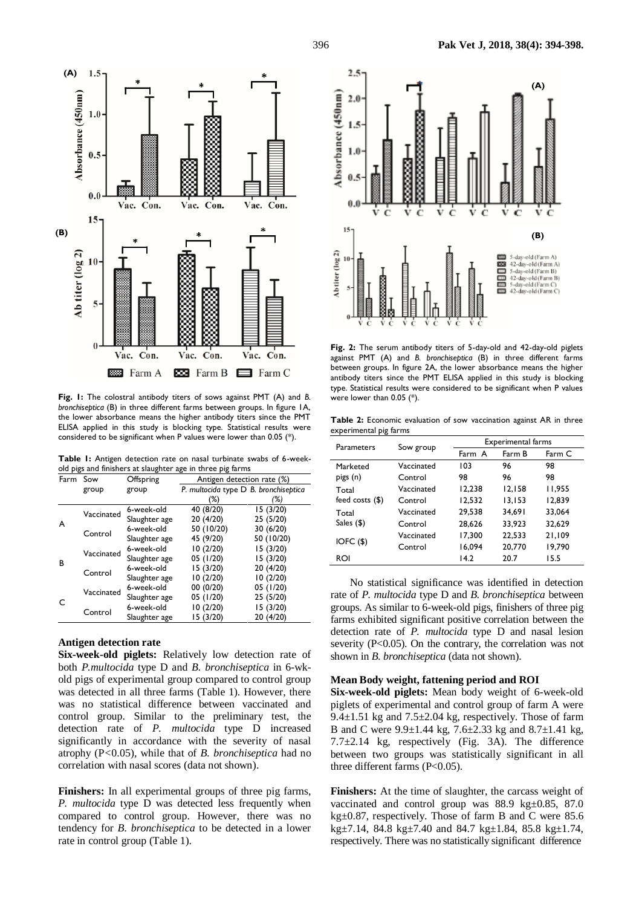**Fig. 1:** The colostral antibody titers of sows against PMT (A) and *B. bronchiseptica* (B) in three different farms between groups. In figure 1A, the lower absorbance means the higher antibody titers since the PMT ELISA applied in this study is blocking type. Statistical results were considered to be significant when P values were lower than 0.05 (*).

**Table 1:** Antigen detection rate on nasal turbinate swabs of 6-week-old pigs and finishers at slaughter age in three pig farms

| Farm | Sow group | Offspring group | Antigen detection rate (%) | |
|---|---|---|---|---|
| | | | *P. multocida* type D (%) | *B. bronchiseptica* (%) |
| A | Vaccinated | 6-week-old | 40 (8/20) | 15 (3/20) |
| | | Slaughter age | 20 (4/20) | 25 (5/20) |
| | Control | 6-week-old | 50 (10/20) | 30 (6/20) |
| | | Slaughter age | 45 (9/20) | 50 (10/20) |
| B | Vaccinated | 6-week-old | 10 (2/20) | 15 (3/20) |
| | | Slaughter age | 05 (1/20) | 15 (3/20) |
| | Control | 6-week-old | 15 (3/20) | 20 (4/20) |
| | | Slaughter age | 10 (2/20) | 10 (2/20) |
| C | Vaccinated | 6-week-old | 00 (0/20) | 05 (1/20) |
| | | Slaughter age | 05 (1/20) | 25 (5/20) |
| | Control | 6-week-old | 10 (2/20) | 15 (3/20) |
| | | Slaughter age | 15 (3/20) | 20 (4/20) |

### Antigen detection rate

**Six-week-old piglets:** Relatively low detection rate of both *P.multocida* type D and *B. bronchiseptica* in 6-wk-old pigs of experimental group compared to control group was detected in all three farms (Table 1). However, there was no statistical difference between vaccinated and control group. Similar to the preliminary test, the detection rate of *P. multocida* type D increased significantly in accordance with the severity of nasal atrophy ($P<0.05$), while that of *B. bronchiseptica* had no correlation with nasal scores (data not shown).

**Finishers:** In all experimental groups of three pig farms, *P. multocida* type D was detected less frequently when compared to control group. However, there was no tendency for *B. bronchiseptica* to be detected in a lower rate in control group (Table 1).

**Fig. 2:** The serum antibody titers of 5-day-old and 42-day-old piglets against PMT (A) and *B. bronchiseptica* (B) in three different farms between groups. In figure 2A, the lower absorbance means the higher antibody titers since the PMT ELISA applied in this study is blocking type. Statistical results were considered to be significant when P values were lower than 0.05 (*).

**Table 2:** Economic evaluation of sow vaccination against AR in three experimental pig farms

| Parameters | Sow group | Experimental farms | | |
|---|---|---|---|---|
| | | Farm A | Farm B | Farm C |
| Marketed pigs (n) | Vaccinated | 103 | 96 | 98 |
| | Control | 98 | 96 | 98 |
| Total feed costs ($) | Vaccinated | 12,238 | 12,158 | 11,955 |
| | Control | 12,532 | 13,153 | 12,839 |
| Total Sales ($) | Vaccinated | 29,538 | 34,691 | 33,064 |
| | Control | 28,626 | 33,923 | 32,629 |
| IOFC ($) | Vaccinated | 17,300 | 22,533 | 21,109 |
| | Control | 16,094 | 20,770 | 19,790 |
| ROI | | 14.2 | 20.7 | 15.5 |

No statistical significance was identified in detection rate of *P. multocida* type D and *B. bronchiseptica* between groups. As similar to 6-week-old pigs, finishers of three pig farms exhibited significant positive correlation between the detection rate of *P. multocida* type D and nasal lesion severity ($P<0.05$). On the contrary, the correlation was not shown in *B. bronchiseptica* (data not shown).

### Mean Body weight, fattening period and ROI

**Six-week-old piglets:** Mean body weight of 6-week-old piglets of experimental and control group of farm A were 9.4±1.51 kg and 7.5±2.04 kg, respectively. Those of farm B and C were 9.9±1.44 kg, 7.6±2.33 kg and 8.7±1.41 kg, 7.7±2.14 kg, respectively (Fig. 3A). The difference between two groups was statistically significant in all three different farms ($P<0.05$).

**Finishers:** At the time of slaughter, the carcass weight of vaccinated and control group was 88.9 kg±0.85, 87.0 kg±0.87, respectively. Those of farm B and C were 85.6 kg±7.14, 84.8 kg±7.40 and 84.7 kg±1.84, 85.8 kg±1.74, respectively. There was no statistically significant difference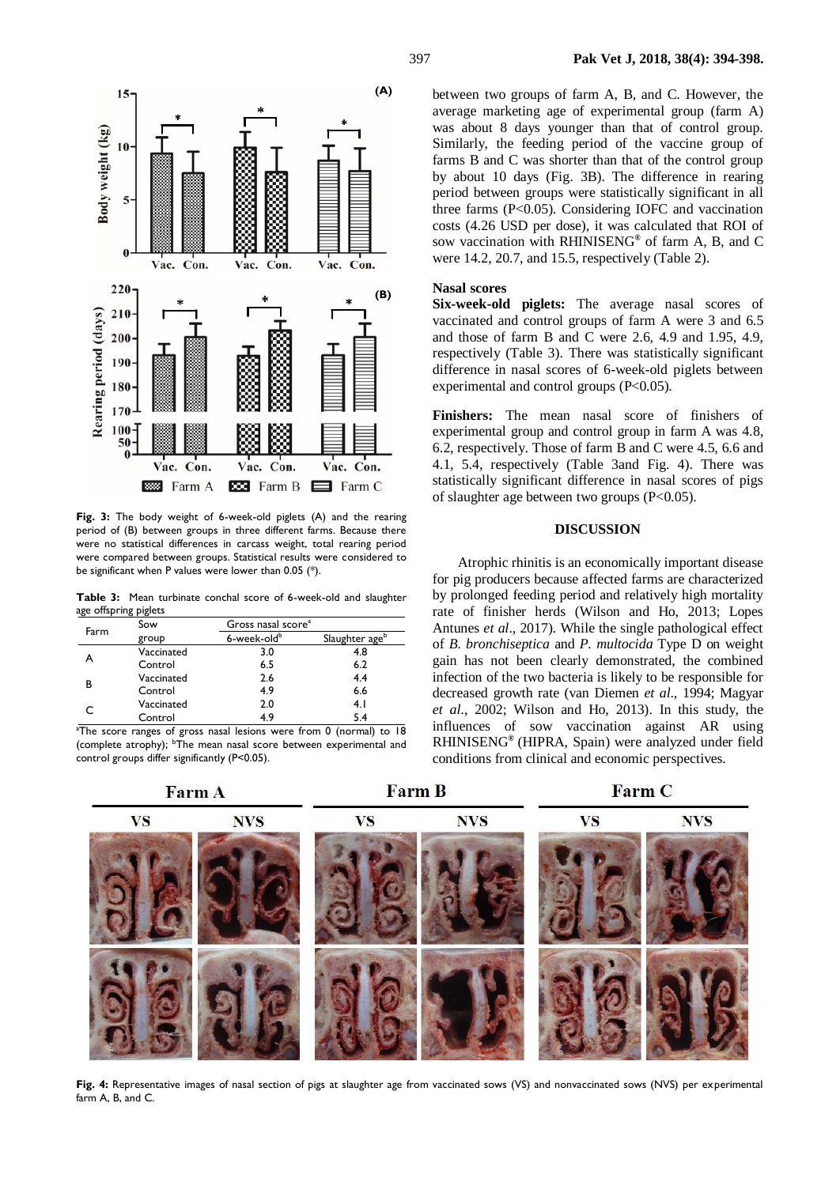Fig. 3: The body weight of 6-week-old piglets (A) and the rearing period of (B) between groups in three different farms. Because there were no statistical differences in carcass weight, total rearing period were compared between groups. Statistical results were considered to be significant when P values were lower than 0.05 (*).

**Table 3:** Mean turbinate conchal score of 6-week-old and slaughter age offspring piglets

| Farm | Sow group | Gross nasal score[a] | |
|---|---|---|---|
| | | 6-week-old[b] | Slaughter age[b] |
| A | Vaccinated | 3.0 | 4.8 |
| | Control | 6.5 | 6.2 |
| B | Vaccinated | 2.6 | 4.4 |
| | Control | 4.9 | 6.6 |
| C | Vaccinated | 2.0 | 4.1 |
| | Control | 4.9 | 5.4 |

[a]The score ranges of gross nasal lesions were from 0 (normal) to 18 (complete atrophy); [b]The mean nasal score between experimental and control groups differ significantly (P<0.05).

between two groups of farm A, B, and C. However, the average marketing age of experimental group (farm A) was about 8 days younger than that of control group. Similarly, the feeding period of the vaccine group of farms B and C was shorter than that of the control group by about 10 days (Fig. 3B). The difference in rearing period between groups were statistically significant in all three farms (P<0.05). Considering IOFC and vaccination costs (4.26 USD per dose), it was calculated that ROI of sow vaccination with RHINISENG® of farm A, B, and C were 14.2, 20.7, and 15.5, respectively (Table 2).

### Nasal scores

**Six-week-old piglets:** The average nasal scores of vaccinated and control groups of farm A were 3 and 6.5 and those of farm B and C were 2.6, 4.9 and 1.95, 4.9, respectively (Table 3). There was statistically significant difference in nasal scores of 6-week-old piglets between experimental and control groups (P<0.05).

**Finishers:** The mean nasal score of finishers of experimental group and control group in farm A was 4.8, 6.2, respectively. Those of farm B and C were 4.5, 6.6 and 4.1, 5.4, respectively (Table 3and Fig. 4). There was statistically significant difference in nasal scores of pigs of slaughter age between two groups (P<0.05).

## DISCUSSION

Atrophic rhinitis is an economically important disease for pig producers because affected farms are characterized by prolonged feeding period and relatively high mortality rate of finisher herds (Wilson and Ho, 2013; Lopes Antunes *et al*., 2017). While the single pathological effect of *B. bronchiseptica* and *P. multocida* Type D on weight gain has not been clearly demonstrated, the combined infection of the two bacteria is likely to be responsible for decreased growth rate (van Diemen *et al*., 1994; Magyar *et al*., 2002; Wilson and Ho, 2013). In this study, the influences of sow vaccination against AR using RHINISENG® (HIPRA, Spain) were analyzed under field conditions from clinical and economic perspectives.

**Fig. 4:** Representative images of nasal section of pigs at slaughter age from vaccinated sows (VS) and nonvaccinated sows (NVS) per experimental farm A, B, and C.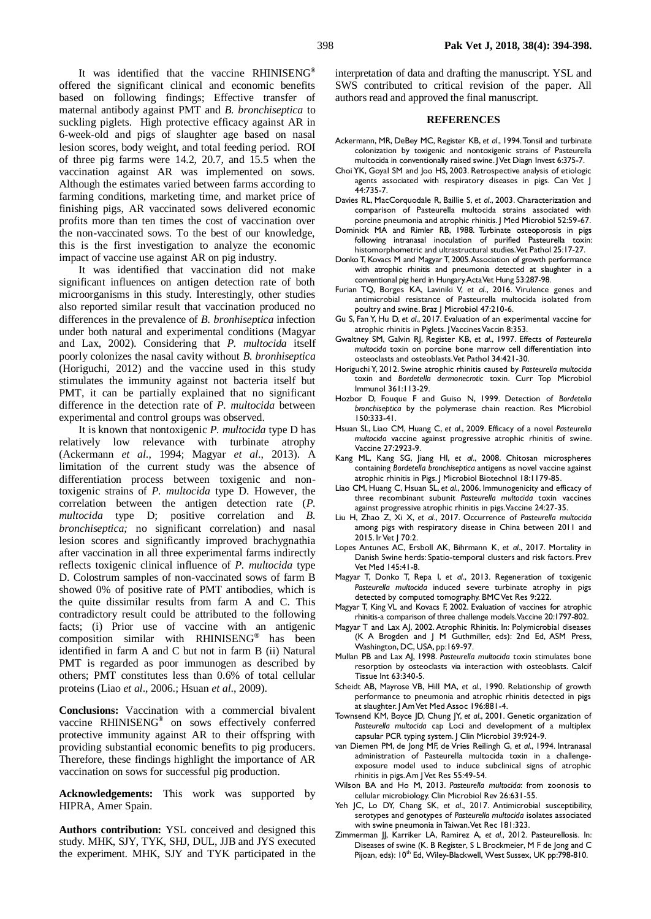It was identified that the vaccine RHINISENG® offered the significant clinical and economic benefits based on following findings; Effective transfer of maternal antibody against PMT and *B. bronchiseptica* to suckling piglets. High protective efficacy against AR in 6-week-old and pigs of slaughter age based on nasal lesion scores, body weight, and total feeding period. ROI of three pig farms were 14.2, 20.7, and 15.5 when the vaccination against AR was implemented on sows. Although the estimates varied between farms according to farming conditions, marketing time, and market price of finishing pigs, AR vaccinated sows delivered economic profits more than ten times the cost of vaccination over the non-vaccinated sows. To the best of our knowledge, this is the first investigation to analyze the economic impact of vaccine use against AR on pig industry.

It was identified that vaccination did not make significant influences on antigen detection rate of both microorganisms in this study. Interestingly, other studies also reported similar result that vaccination produced no differences in the prevalence of *B. bronhiseptica* infection under both natural and experimental conditions (Magyar and Lax, 2002). Considering that *P. multocida* itself poorly colonizes the nasal cavity without *B. bronhiseptica* (Horiguchi, 2012) and the vaccine used in this study stimulates the immunity against not bacteria itself but PMT, it can be partially explained that no significant difference in the detection rate of *P. multocida* between experimental and control groups was observed.

It is known that nontoxigenic *P. multocida* type D has relatively low relevance with turbinate atrophy (Ackermann *et al.,* 1994; Magyar *et al*., 2013). A limitation of the current study was the absence of differentiation process between toxigenic and non-toxigenic strains of *P. multocida* type D. However, the correlation between the antigen detection rate (*P. multocida* type D; positive correlation and *B. bronchiseptica;* no significant correlation) and nasal lesion scores and significantly improved brachygnathia after vaccination in all three experimental farms indirectly reflects toxigenic clinical influence of *P. multocida* type D. Colostrum samples of non-vaccinated sows of farm B showed 0% of positive rate of PMT antibodies, which is the quite dissimilar results from farm A and C. This contradictory result could be attributed to the following facts; (i) Prior use of vaccine with an antigenic composition similar with RHINISENG® has been identified in farm A and C but not in farm B (ii) Natural PMT is regarded as poor immunogen as described by others; PMT constitutes less than 0.6% of total cellular proteins (Liao *et al*., 2006.; Hsuan *et al*., 2009).

**Conclusions:** Vaccination with a commercial bivalent vaccine RHINISENG® on sows effectively conferred protective immunity against AR to their offspring with providing substantial economic benefits to pig producers. Therefore, these findings highlight the importance of AR vaccination on sows for successful pig production.

**Acknowledgements:** This work was supported by HIPRA, Amer Spain.

**Authors contribution:** YSL conceived and designed this study. MHK, SJY, TYK, SHJ, DUL, JJB and JYS executed the experiment. MHK, SJY and TYK participated in the interpretation of data and drafting the manuscript. YSL and SWS contributed to critical revision of the paper. All authors read and approved the final manuscript.

## REFERENCES

Ackermann, MR, DeBey MC, Register KB, *et al*., 1994. Tonsil and turbinate colonization by toxigenic and nontoxigenic strains of Pasteurella multocida in conventionally raised swine. J Vet Diagn Invest 6:375-7.

Choi YK, Goyal SM and Joo HS, 2003. Retrospective analysis of etiologic agents associated with respiratory diseases in pigs. Can Vet J 44:735-7.

Davies RL, MacCorquodale R, Baillie S, *et al*., 2003. Characterization and comparison of Pasteurella multocida strains associated with porcine pneumonia and atrophic rhinitis. J Med Microbiol 52:59-67.

Dominick MA and Rimler RB, 1988. Turbinate osteoporosis in pigs following intranasal inoculation of purified Pasteurella toxin: histomorphometric and ultrastructural studies. Vet Pathol 25:17-27.

Donko T, Kovacs M and Magyar T, 2005. Association of growth performance with atrophic rhinitis and pneumonia detected at slaughter in a conventional pig herd in Hungary. Acta Vet Hung 53:287-98.

Furian TQ, Borges KA, Laviniki V, *et al*., 2016. Virulence genes and antimicrobial resistance of Pasteurella multocida isolated from poultry and swine. Braz J Microbiol 47:210-6.

Gu S, Fan Y, Hu D, *et al*., 2017. Evaluation of an experimental vaccine for atrophic rhinitis in Piglets. J Vaccines Vaccin 8:353.

Gwaltney SM, Galvin RJ, Register KB, *et al*., 1997. Effects of *Pasteurella multocida* toxin on porcine bone marrow cell differentiation into osteoclasts and osteoblasts. Vet Pathol 34:421-30.

Horiguchi Y, 2012. Swine atrophic rhinitis caused by *Pasteurella multocida* toxin and *Bordetella dermonecrotic* toxin. Curr Top Microbiol Immunol 361:113-29.

Hozbor D, Fouque F and Guiso N, 1999. Detection of *Bordetella bronchiseptica* by the polymerase chain reaction. Res Microbiol 150:333-41.

Hsuan SL, Liao CM, Huang C, *et al*., 2009. Efficacy of a novel *Pasteurella multocida* vaccine against progressive atrophic rhinitis of swine. Vaccine 27:2923-9.

Kang ML, Kang SG, Jiang HI, *et al*., 2008. Chitosan microspheres containing *Bordetella bronchiseptica* antigens as novel vaccine against atrophic rhinitis in Pigs. J Microbiol Biotechnol 18:1179-85.

Liao CM, Huang C, Hsuan SL, *et al*., 2006. Immunogenicity and efficacy of three recombinant subunit *Pasteurella multocida* toxin vaccines against progressive atrophic rhinitis in pigs. Vaccine 24:27-35.

Liu H, Zhao Z, Xi X, *et al*., 2017. Occurrence of *Pasteurella multocida* among pigs with respiratory disease in China between 2011 and 2015. Ir Vet J 70:2.

Lopes Antunes AC, Ersboll AK, Bihrmann K, *et al*., 2017. Mortality in Danish Swine herds: Spatio-temporal clusters and risk factors. Prev Vet Med 145:41-8.

Magyar T, Donko T, Repa I, *et al*., 2013. Regeneration of toxigenic *Pasteurella multocida* induced severe turbinate atrophy in pigs detected by computed tomography. BMC Vet Res 9:222.

Magyar T, King VL and Kovacs F, 2002. Evaluation of vaccines for atrophic rhinitis-a comparison of three challenge models. Vaccine 20:1797-802.

Magyar T and Lax AJ, 2002. Atrophic Rhinitis. In: Polymicrobial diseases (K A Brogden and J M Guthmiller, eds): 2nd Ed, ASM Press, Washington, DC, USA, pp:169-97.

Mullan PB and Lax AJ, 1998. *Pasteurella multocida* toxin stimulates bone resorption by osteoclasts via interaction with osteoblasts. Calcif Tissue Int 63:340-5.

Scheidt AB, Mayrose VB, Hill MA, *et al*., 1990. Relationship of growth performance to pneumonia and atrophic rhinitis detected in pigs at slaughter. J Am Vet Med Assoc 196:881-4.

Townsend KM, Boyce JD, Chung JY, *et al*., 2001. Genetic organization of *Pasteurella multocida* cap Loci and development of a multiplex capsular PCR typing system. J Clin Microbiol 39:924-9.

van Diemen PM, de Jong MF, de Vries Reilingh G, *et al*., 1994. Intranasal administration of Pasteurella multocida toxin in a challenge-exposure model used to induce subclinical signs of atrophic rhinitis in pigs. Am J Vet Res 55:49-54.

Wilson BA and Ho M, 2013. *Pasteurella multocida*: from zoonosis to cellular microbiology. Clin Microbiol Rev 26:631-55.

Yeh JC, Lo DY, Chang SK, *et al*., 2017. Antimicrobial susceptibility, serotypes and genotypes of *Pasteurella multocida* isolates associated with swine pneumonia in Taiwan. Vet Rec 181:323.

Zimmerman JJ, Karriker LA, Ramirez A, *et al*., 2012. Pasteurellosis. In: Diseases of swine (K. B Register, S L Brockmeier, M F de Jong and C Pijoan, eds): 10th Ed, Wiley-Blackwell, West Sussex, UK pp:798-810.